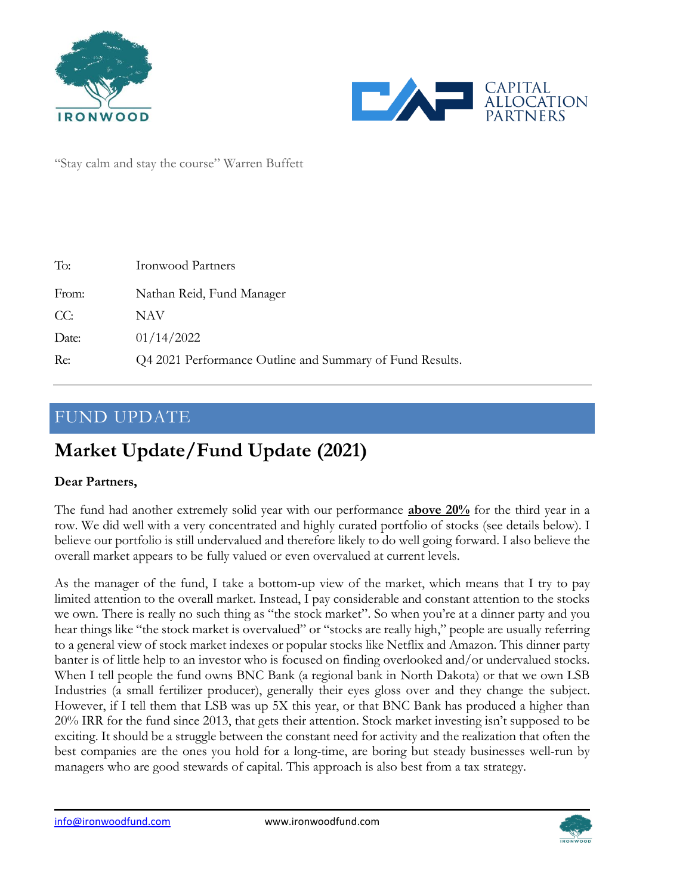"Stay calm and stay the course" Warren Buffett

| | |
|---|---|
| To: | Ironwood Partners |
| From: | Nathan Reid, Fund Manager |
| CC: | NAV |
| Date: | 01/14/2022 |
| Re: | Q4 2021 Performance Outline and Summary of Fund Results. |

## FUND UPDATE

# Market Update/Fund Update (2021)

**Dear Partners,**

The fund had another extremely solid year with our performance **above 20%** for the third year in a row. We did well with a very concentrated and highly curated portfolio of stocks (see details below). I believe our portfolio is still undervalued and therefore likely to do well going forward. I also believe the overall market appears to be fully valued or even overvalued at current levels.

As the manager of the fund, I take a bottom-up view of the market, which means that I try to pay limited attention to the overall market. Instead, I pay considerable and constant attention to the stocks we own. There is really no such thing as "the stock market". So when you're at a dinner party and you hear things like "the stock market is overvalued" or "stocks are really high," people are usually referring to a general view of stock market indexes or popular stocks like Netflix and Amazon. This dinner party banter is of little help to an investor who is focused on finding overlooked and/or undervalued stocks. When I tell people the fund owns BNC Bank (a regional bank in North Dakota) or that we own LSB Industries (a small fertilizer producer), generally their eyes gloss over and they change the subject. However, if I tell them that LSB was up 5X this year, or that BNC Bank has produced a higher than 20% IRR for the fund since 2013, that gets their attention. Stock market investing isn't supposed to be exciting. It should be a struggle between the constant need for activity and the realization that often the best companies are the ones you hold for a long-time, are boring but steady businesses well-run by managers who are good stewards of capital. This approach is also best from a tax strategy.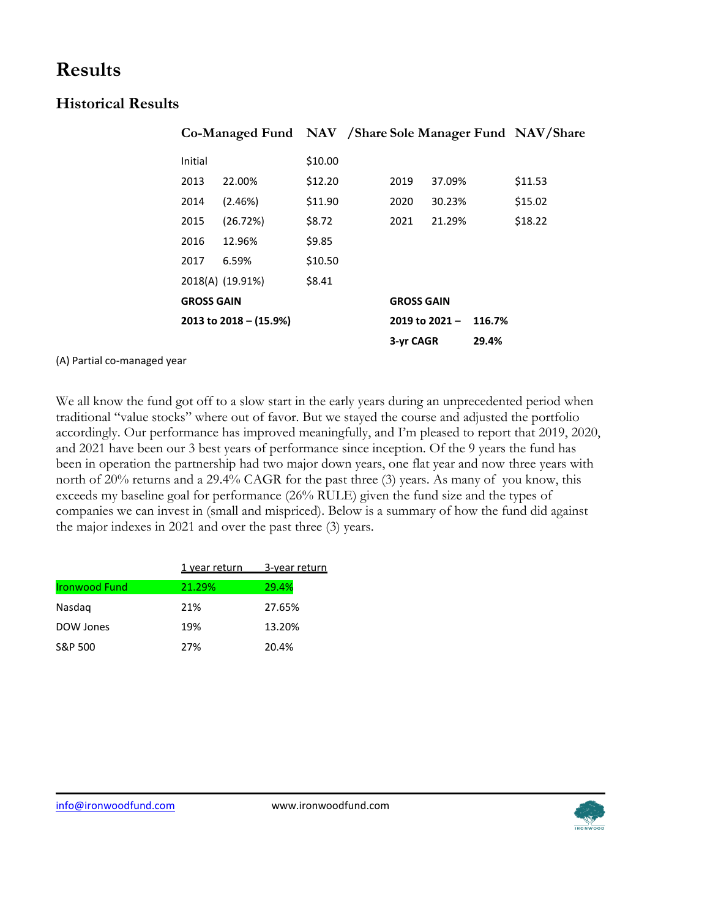# Results

## Historical Results

| Co-Managed Fund | | NAV /Share | Sole Manager Fund | | NAV/Share |
|---|---|---|---|---|---|
| Initial | | $10.00 | | | |
| 2013 | 22.00% | $12.20 | 2019 | 37.09% | $11.53 |
| 2014 | (2.46%) | $11.90 | 2020 | 30.23% | $15.02 |
| 2015 | (26.72%) | $8.72 | 2021 | 21.29% | $18.22 |
| 2016 | 12.96% | $9.85 | | | |
| 2017 | 6.59% | $10.50 | | | |
| 2018(A) | (19.91%) | $8.41 | | | |
| **GROSS GAIN** | | | **GROSS GAIN** | | |
| **2013 to 2018 – (15.9%)** | | | **2019 to 2021 –** | **116.7%** | |
| | | | **3-yr CAGR** | **29.4%** | |

(A) Partial co-managed year

We all know the fund got off to a slow start in the early years during an unprecedented period when traditional "value stocks" where out of favor. But we stayed the course and adjusted the portfolio accordingly. Our performance has improved meaningfully, and I'm pleased to report that 2019, 2020, and 2021 have been our 3 best years of performance since inception. Of the 9 years the fund has been in operation the partnership had two major down years, one flat year and now three years with north of 20% returns and a 29.4% CAGR for the past three (3) years. As many of you know, this exceeds my baseline goal for performance (26% RULE) given the fund size and the types of companies we can invest in (small and mispriced). Below is a summary of how the fund did against the major indexes in 2021 and over the past three (3) years.

| | 1 year return | 3-year return |
|---|---|---|
| Ironwood Fund | 21.29% | 29.4% |
| Nasdaq | 21% | 27.65% |
| DOW Jones | 19% | 13.20% |
| S&P 500 | 27% | 20.4% |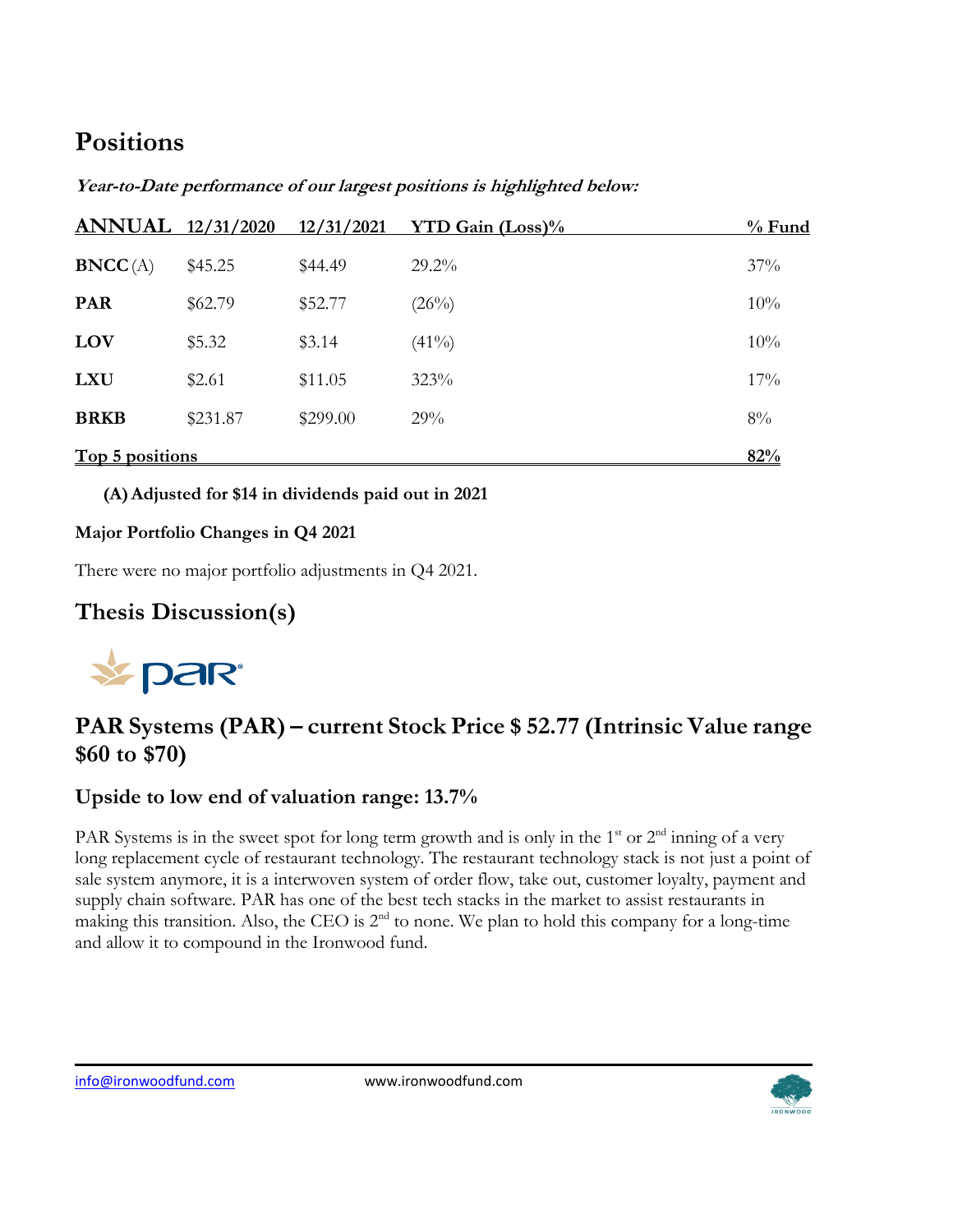# Positions

***Year-to-Date performance of our largest positions is highlighted below:***

| ANNUAL | 12/31/2020 | 12/31/2021 | YTD Gain (Loss)% | % Fund |
|---|---|---|---|---|
| **BNCC** (A) | $45.25 | $44.49 | 29.2% | 37% |
| **PAR** | $62.79 | $52.77 | (26%) | 10% |
| **LOV** | $5.32 | $3.14 | (41%) | 10% |
| **LXU** | $2.61 | $11.05 | 323% | 17% |
| **BRKB** | $231.87 | $299.00 | 29% | 8% |
| **Top 5 positions** | | | | **82%** |

**(A) Adjusted for $14 in dividends paid out in 2021**

**Major Portfolio Changes in Q4 2021**

There were no major portfolio adjustments in Q4 2021.

# Thesis Discussion(s)

## PAR Systems (PAR) – current Stock Price $ 52.77 (Intrinsic Value range $60 to $70)

### Upside to low end of valuation range: 13.7%

PAR Systems is in the sweet spot for long term growth and is only in the 1st or 2nd inning of a very long replacement cycle of restaurant technology. The restaurant technology stack is not just a point of sale system anymore, it is a interwoven system of order flow, take out, customer loyalty, payment and supply chain software. PAR has one of the best tech stacks in the market to assist restaurants in making this transition. Also, the CEO is 2nd to none. We plan to hold this company for a long-time and allow it to compound in the Ironwood fund.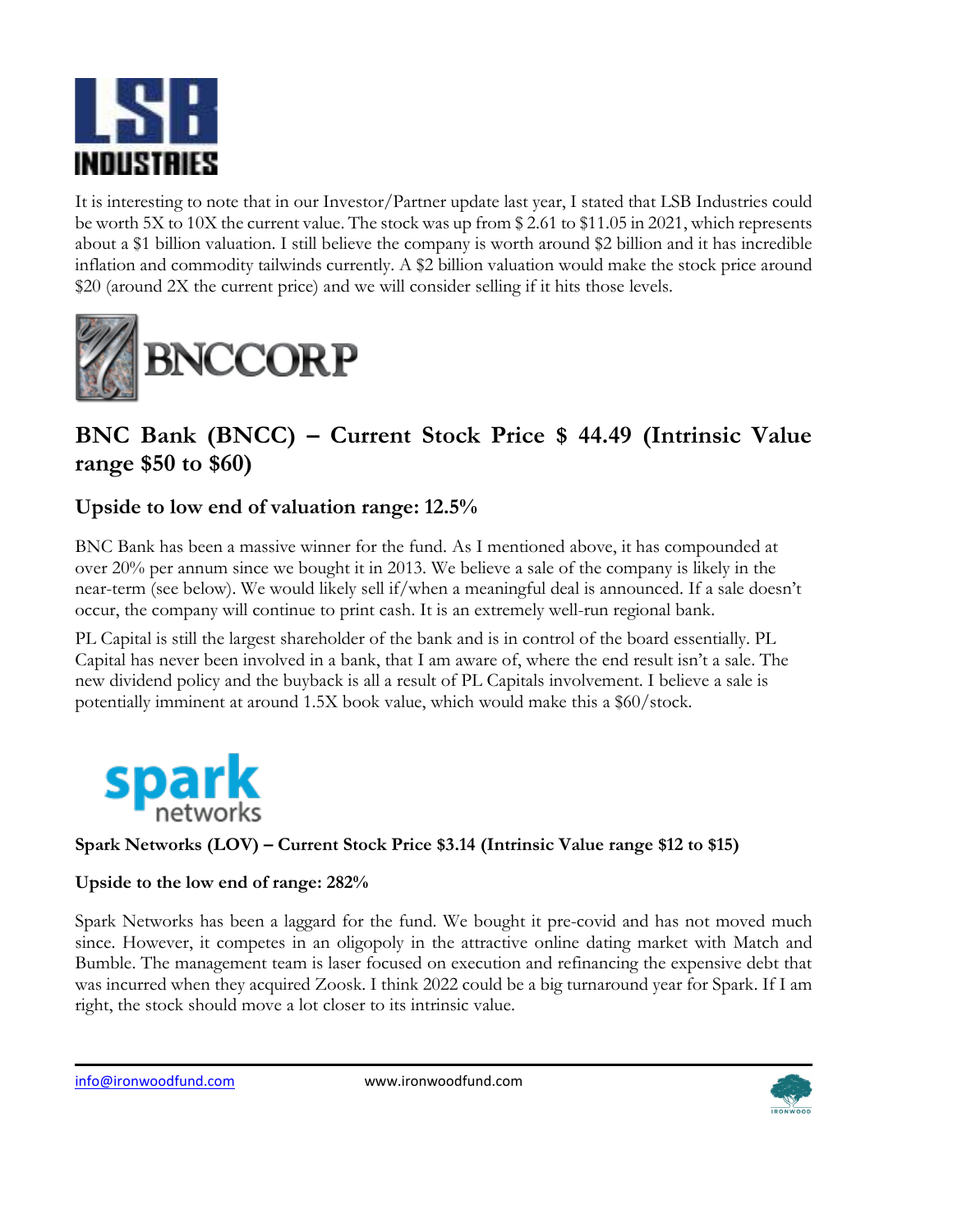It is interesting to note that in our Investor/Partner update last year, I stated that LSB Industries could be worth 5X to 10X the current value. The stock was up from $ 2.61 to $11.05 in 2021, which represents about a $1 billion valuation. I still believe the company is worth around $2 billion and it has incredible inflation and commodity tailwinds currently. A $2 billion valuation would make the stock price around $20 (around 2X the current price) and we will consider selling if it hits those levels.

## BNC Bank (BNCC) – Current Stock Price $ 44.49 (Intrinsic Value range $50 to $60)

### Upside to low end of valuation range: 12.5%

BNC Bank has been a massive winner for the fund. As I mentioned above, it has compounded at over 20% per annum since we bought it in 2013. We believe a sale of the company is likely in the near-term (see below). We would likely sell if/when a meaningful deal is announced. If a sale doesn't occur, the company will continue to print cash. It is an extremely well-run regional bank.

PL Capital is still the largest shareholder of the bank and is in control of the board essentially. PL Capital has never been involved in a bank, that I am aware of, where the end result isn't a sale. The new dividend policy and the buyback is all a result of PL Capitals involvement. I believe a sale is potentially imminent at around 1.5X book value, which would make this a $60/stock.

**Spark Networks (LOV) – Current Stock Price $3.14 (Intrinsic Value range $12 to $15)**

**Upside to the low end of range: 282%**

Spark Networks has been a laggard for the fund. We bought it pre-covid and has not moved much since. However, it competes in an oligopoly in the attractive online dating market with Match and Bumble. The management team is laser focused on execution and refinancing the expensive debt that was incurred when they acquired Zoosk. I think 2022 could be a big turnaround year for Spark. If I am right, the stock should move a lot closer to its intrinsic value.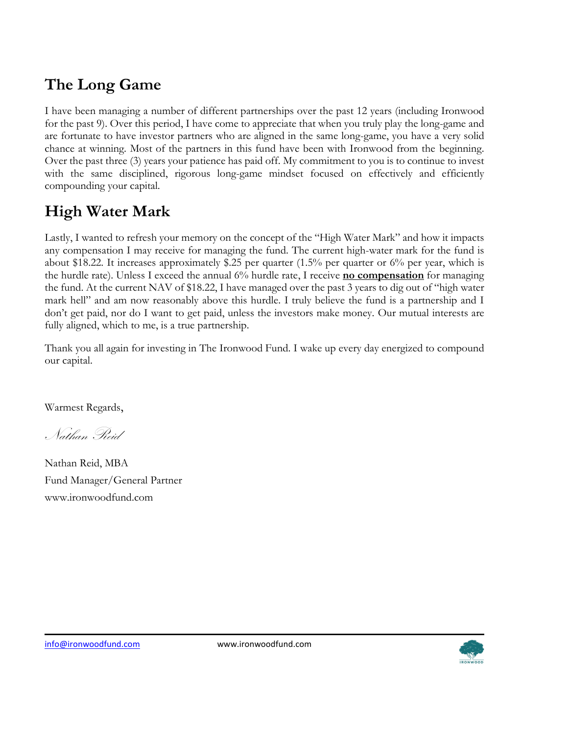## The Long Game

I have been managing a number of different partnerships over the past 12 years (including Ironwood for the past 9). Over this period, I have come to appreciate that when you truly play the long-game and are fortunate to have investor partners who are aligned in the same long-game, you have a very solid chance at winning. Most of the partners in this fund have been with Ironwood from the beginning. Over the past three (3) years your patience has paid off. My commitment to you is to continue to invest with the same disciplined, rigorous long-game mindset focused on effectively and efficiently compounding your capital.

## High Water Mark

Lastly, I wanted to refresh your memory on the concept of the "High Water Mark" and how it impacts any compensation I may receive for managing the fund. The current high-water mark for the fund is about $18.22. It increases approximately $.25 per quarter (1.5% per quarter or 6% per year, which is the hurdle rate). Unless I exceed the annual 6% hurdle rate, I receive **no compensation** for managing the fund. At the current NAV of $18.22, I have managed over the past 3 years to dig out of "high water mark hell" and am now reasonably above this hurdle. I truly believe the fund is a partnership and I don't get paid, nor do I want to get paid, unless the investors make money. Our mutual interests are fully aligned, which to me, is a true partnership.

Thank you all again for investing in The Ironwood Fund. I wake up every day energized to compound our capital.

Warmest Regards,

*Nathan Reid*

Nathan Reid, MBA
Fund Manager/General Partner
www.ironwoodfund.com